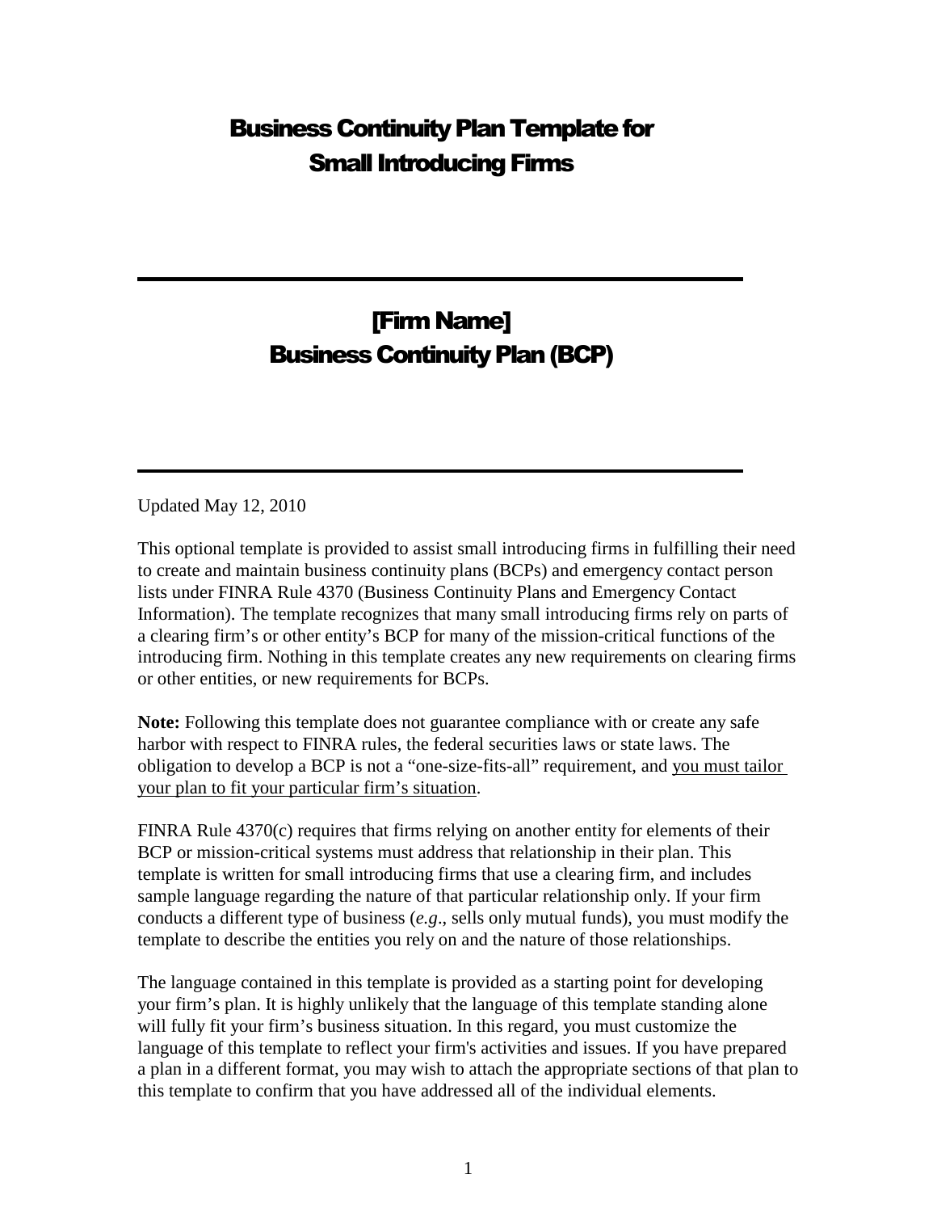# Business Continuity Plan Template for Small Introducing Firms

---

## [Firm Name] Business Continuity Plan (BCP)

---

Updated May 12, 2010

This optional template is provided to assist small introducing firms in fulfilling their need to create and maintain business continuity plans (BCPs) and emergency contact person lists under FINRA Rule 4370 (Business Continuity Plans and Emergency Contact Information). The template recognizes that many small introducing firms rely on parts of a clearing firm's or other entity's BCP for many of the mission-critical functions of the introducing firm. Nothing in this template creates any new requirements on clearing firms or other entities, or new requirements for BCPs.

**Note:** Following this template does not guarantee compliance with or create any safe harbor with respect to FINRA rules, the federal securities laws or state laws. The obligation to develop a BCP is not a "one-size-fits-all" requirement, and <u>you must tailor your plan to fit your particular firm's situation</u>.

FINRA Rule 4370(c) requires that firms relying on another entity for elements of their BCP or mission-critical systems must address that relationship in their plan. This template is written for small introducing firms that use a clearing firm, and includes sample language regarding the nature of that particular relationship only. If your firm conducts a different type of business (*e.g*., sells only mutual funds), you must modify the template to describe the entities you rely on and the nature of those relationships.

The language contained in this template is provided as a starting point for developing your firm's plan. It is highly unlikely that the language of this template standing alone will fully fit your firm's business situation. In this regard, you must customize the language of this template to reflect your firm's activities and issues. If you have prepared a plan in a different format, you may wish to attach the appropriate sections of that plan to this template to confirm that you have addressed all of the individual elements.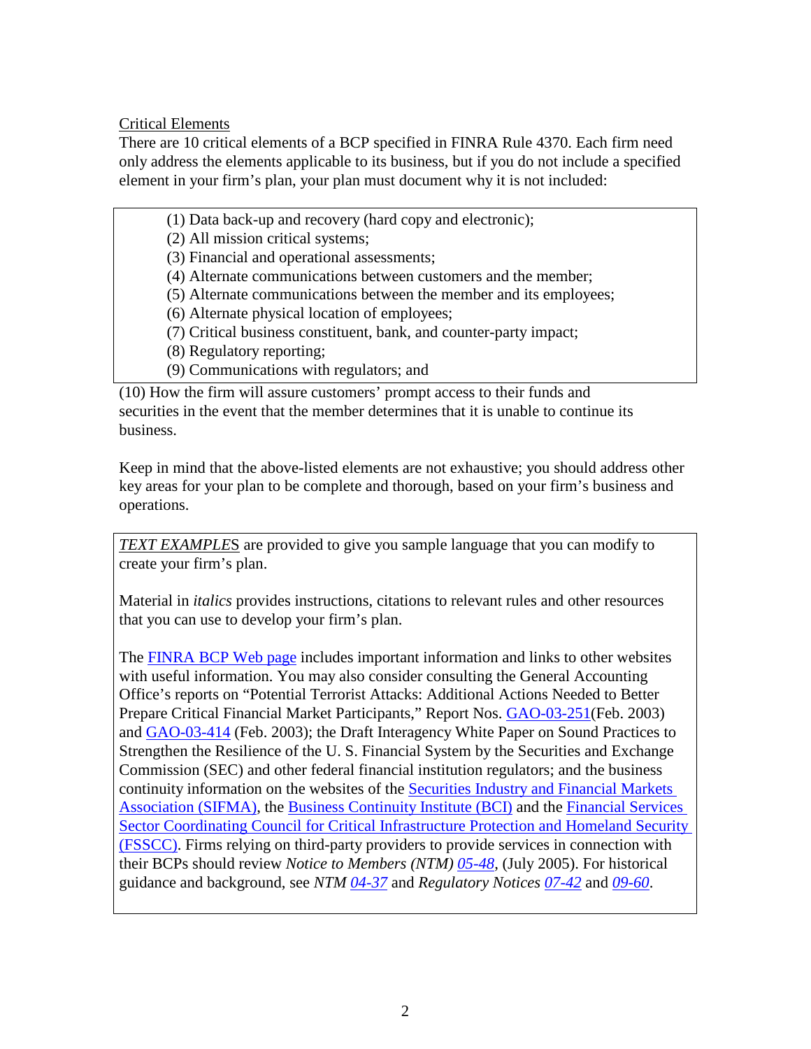Critical Elements

There are 10 critical elements of a BCP specified in FINRA Rule 4370. Each firm need only address the elements applicable to its business, but if you do not include a specified element in your firm's plan, your plan must document why it is not included:

(1) Data back-up and recovery (hard copy and electronic);
(2) All mission critical systems;
(3) Financial and operational assessments;
(4) Alternate communications between customers and the member;
(5) Alternate communications between the member and its employees;
(6) Alternate physical location of employees;
(7) Critical business constituent, bank, and counter-party impact;
(8) Regulatory reporting;
(9) Communications with regulators; and
(10) How the firm will assure customers' prompt access to their funds and securities in the event that the member determines that it is unable to continue its business.

Keep in mind that the above-listed elements are not exhaustive; you should address other key areas for your plan to be complete and thorough, based on your firm's business and operations.

***TEXT EXAMPLES*** are provided to give you sample language that you can modify to create your firm's plan.

Material in *italics* provides instructions, citations to relevant rules and other resources that you can use to develop your firm's plan.

The FINRA BCP Web page includes important information and links to other websites with useful information. You may also consider consulting the General Accounting Office's reports on "Potential Terrorist Attacks: Additional Actions Needed to Better Prepare Critical Financial Market Participants," Report Nos. GAO-03-251(Feb. 2003) and GAO-03-414 (Feb. 2003); the Draft Interagency White Paper on Sound Practices to Strengthen the Resilience of the U. S. Financial System by the Securities and Exchange Commission (SEC) and other federal financial institution regulators; and the business continuity information on the websites of the Securities Industry and Financial Markets Association (SIFMA), the Business Continuity Institute (BCI) and the Financial Services Sector Coordinating Council for Critical Infrastructure Protection and Homeland Security (FSSCC). Firms relying on third-party providers to provide services in connection with their BCPs should review *Notice to Members (NTM) 05-48*, (July 2005). For historical guidance and background, see *NTM 04-37* and *Regulatory Notices 07-42* and *09-60*.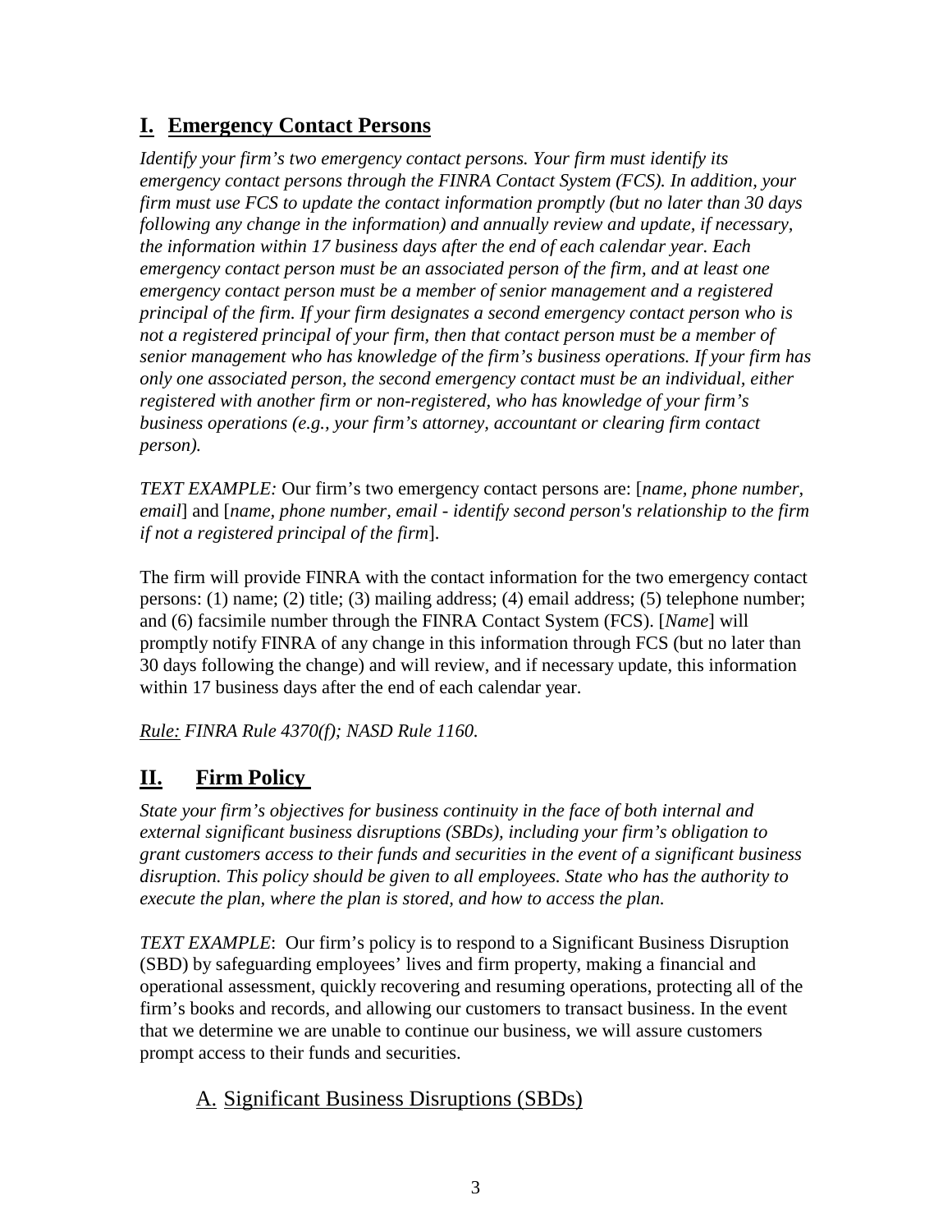## I. Emergency Contact Persons

*Identify your firm's two emergency contact persons. Your firm must identify its emergency contact persons through the FINRA Contact System (FCS). In addition, your firm must use FCS to update the contact information promptly (but no later than 30 days following any change in the information) and annually review and update, if necessary, the information within 17 business days after the end of each calendar year. Each emergency contact person must be an associated person of the firm, and at least one emergency contact person must be a member of senior management and a registered principal of the firm. If your firm designates a second emergency contact person who is not a registered principal of your firm, then that contact person must be a member of senior management who has knowledge of the firm's business operations. If your firm has only one associated person, the second emergency contact must be an individual, either registered with another firm or non-registered, who has knowledge of your firm's business operations (e.g., your firm's attorney, accountant or clearing firm contact person).*

*TEXT EXAMPLE:* Our firm's two emergency contact persons are: [*name, phone number, email*] and [*name, phone number, email - identify second person's relationship to the firm if not a registered principal of the firm*].

The firm will provide FINRA with the contact information for the two emergency contact persons: (1) name; (2) title; (3) mailing address; (4) email address; (5) telephone number; and (6) facsimile number through the FINRA Contact System (FCS). [*Name*] will promptly notify FINRA of any change in this information through FCS (but no later than 30 days following the change) and will review, and if necessary update, this information within 17 business days after the end of each calendar year.

*Rule: FINRA Rule 4370(f); NASD Rule 1160.*

## II. Firm Policy

*State your firm's objectives for business continuity in the face of both internal and external significant business disruptions (SBDs), including your firm's obligation to grant customers access to their funds and securities in the event of a significant business disruption. This policy should be given to all employees. State who has the authority to execute the plan, where the plan is stored, and how to access the plan.*

*TEXT EXAMPLE*: Our firm's policy is to respond to a Significant Business Disruption (SBD) by safeguarding employees' lives and firm property, making a financial and operational assessment, quickly recovering and resuming operations, protecting all of the firm's books and records, and allowing our customers to transact business. In the event that we determine we are unable to continue our business, we will assure customers prompt access to their funds and securities.

### A. Significant Business Disruptions (SBDs)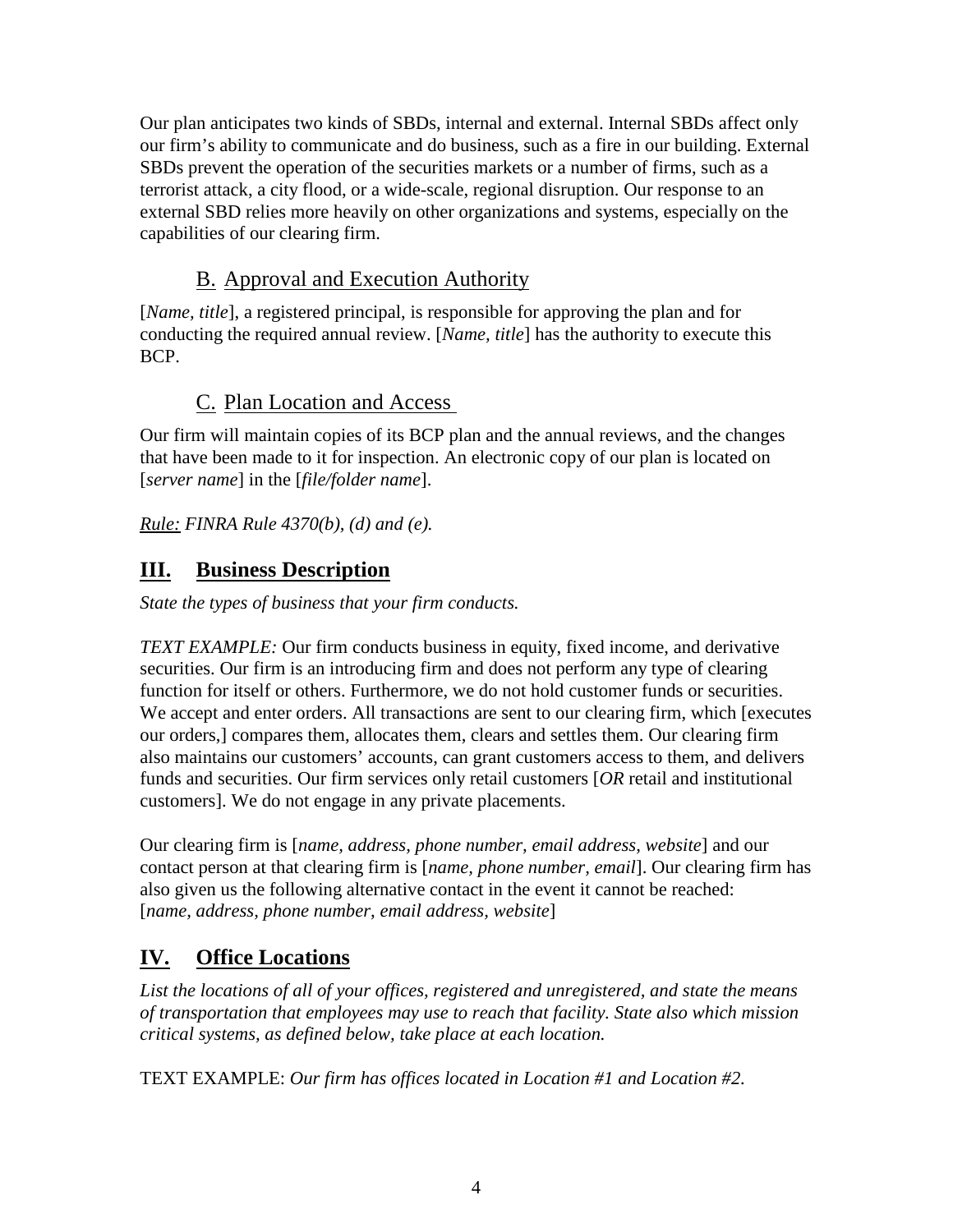Our plan anticipates two kinds of SBDs, internal and external. Internal SBDs affect only our firm's ability to communicate and do business, such as a fire in our building. External SBDs prevent the operation of the securities markets or a number of firms, such as a terrorist attack, a city flood, or a wide-scale, regional disruption. Our response to an external SBD relies more heavily on other organizations and systems, especially on the capabilities of our clearing firm.

### B. Approval and Execution Authority

[*Name, title*], a registered principal, is responsible for approving the plan and for conducting the required annual review. [*Name, title*] has the authority to execute this BCP.

### C. Plan Location and Access

Our firm will maintain copies of its BCP plan and the annual reviews, and the changes that have been made to it for inspection. An electronic copy of our plan is located on [*server name*] in the [*file/folder name*].

*Rule: FINRA Rule 4370(b), (d) and (e).*

## III. Business Description

*State the types of business that your firm conducts.*

*TEXT EXAMPLE:* Our firm conducts business in equity, fixed income, and derivative securities. Our firm is an introducing firm and does not perform any type of clearing function for itself or others. Furthermore, we do not hold customer funds or securities. We accept and enter orders. All transactions are sent to our clearing firm, which [executes our orders,] compares them, allocates them, clears and settles them. Our clearing firm also maintains our customers' accounts, can grant customers access to them, and delivers funds and securities. Our firm services only retail customers [*OR* retail and institutional customers]. We do not engage in any private placements.

Our clearing firm is [*name, address, phone number, email address, website*] and our contact person at that clearing firm is [*name, phone number, email*]. Our clearing firm has also given us the following alternative contact in the event it cannot be reached: [*name, address, phone number, email address, website*]

## IV. Office Locations

*List the locations of all of your offices, registered and unregistered, and state the means of transportation that employees may use to reach that facility. State also which mission critical systems, as defined below, take place at each location.*

TEXT EXAMPLE: *Our firm has offices located in Location #1 and Location #2.*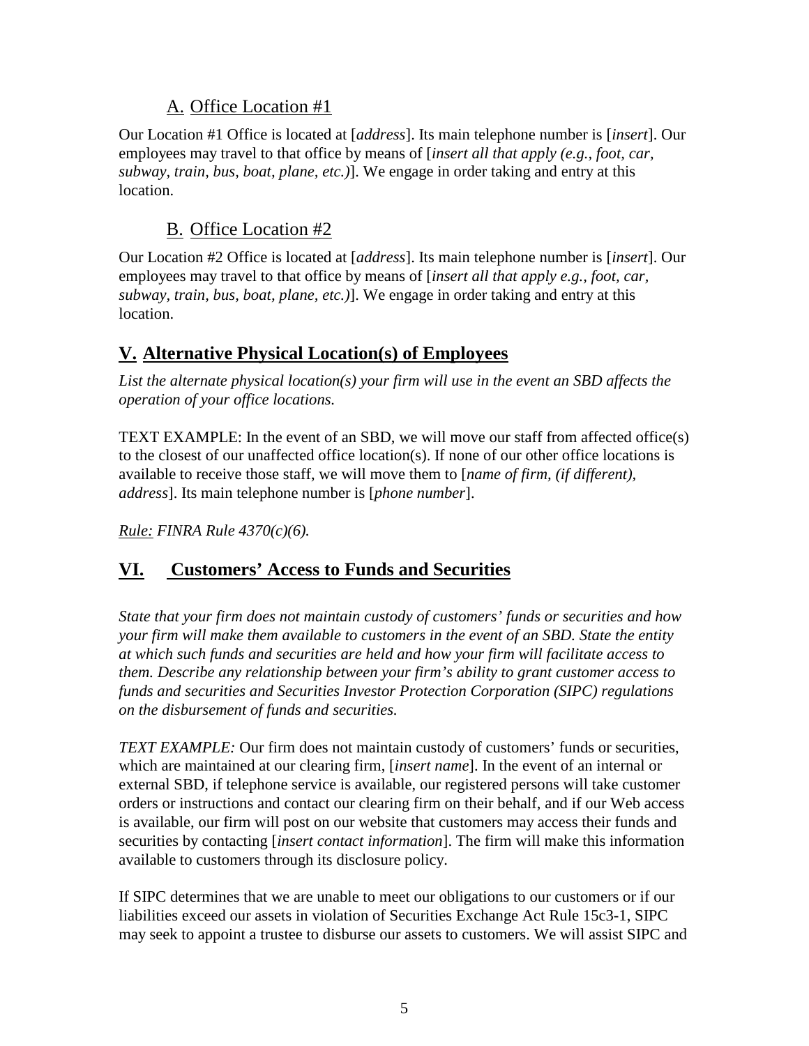### A. Office Location #1

Our Location #1 Office is located at [*address*]. Its main telephone number is [*insert*]. Our employees may travel to that office by means of [*insert all that apply (e.g., foot, car, subway, train, bus, boat, plane, etc.)*]. We engage in order taking and entry at this location.

### B. Office Location #2

Our Location #2 Office is located at [*address*]. Its main telephone number is [*insert*]. Our employees may travel to that office by means of [*insert all that apply e.g., foot, car, subway, train, bus, boat, plane, etc.)*]. We engage in order taking and entry at this location.

## V. Alternative Physical Location(s) of Employees

*List the alternate physical location(s) your firm will use in the event an SBD affects the operation of your office locations.*

TEXT EXAMPLE: In the event of an SBD, we will move our staff from affected office(s) to the closest of our unaffected office location(s). If none of our other office locations is available to receive those staff, we will move them to [*name of firm, (if different), address*]. Its main telephone number is [*phone number*].

*Rule: FINRA Rule 4370(c)(6).*

## VI. Customers' Access to Funds and Securities

*State that your firm does not maintain custody of customers' funds or securities and how your firm will make them available to customers in the event of an SBD. State the entity at which such funds and securities are held and how your firm will facilitate access to them. Describe any relationship between your firm's ability to grant customer access to funds and securities and Securities Investor Protection Corporation (SIPC) regulations on the disbursement of funds and securities.*

*TEXT EXAMPLE:* Our firm does not maintain custody of customers' funds or securities, which are maintained at our clearing firm, [*insert name*]. In the event of an internal or external SBD, if telephone service is available, our registered persons will take customer orders or instructions and contact our clearing firm on their behalf, and if our Web access is available, our firm will post on our website that customers may access their funds and securities by contacting [*insert contact information*]. The firm will make this information available to customers through its disclosure policy.

If SIPC determines that we are unable to meet our obligations to our customers or if our liabilities exceed our assets in violation of Securities Exchange Act Rule 15c3-1, SIPC may seek to appoint a trustee to disburse our assets to customers. We will assist SIPC and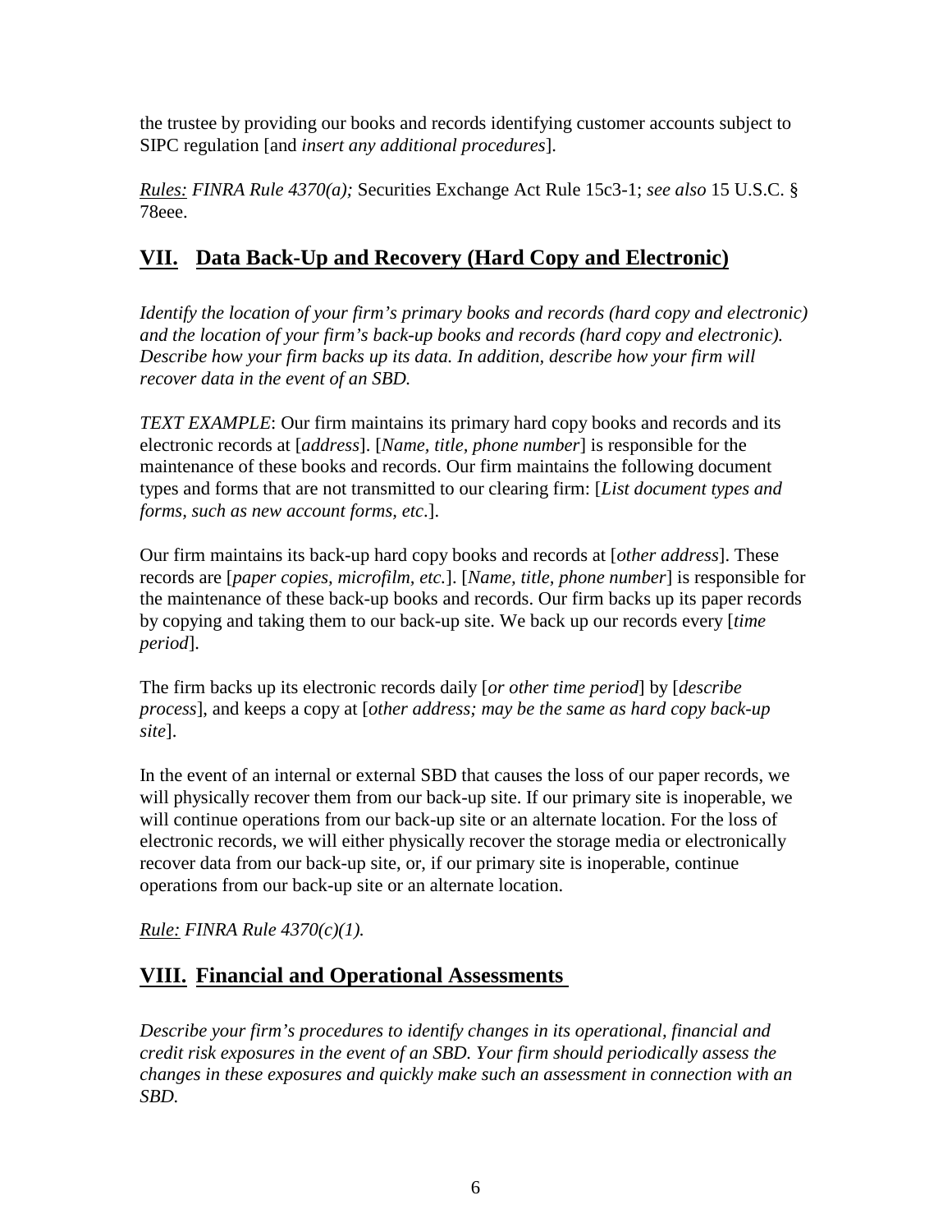the trustee by providing our books and records identifying customer accounts subject to SIPC regulation [and *insert any additional procedures*].

*Rules: FINRA Rule 4370(a);* Securities Exchange Act Rule 15c3-1; *see also* 15 U.S.C. § 78eee.

## VII. Data Back-Up and Recovery (Hard Copy and Electronic)

*Identify the location of your firm's primary books and records (hard copy and electronic) and the location of your firm's back-up books and records (hard copy and electronic). Describe how your firm backs up its data. In addition, describe how your firm will recover data in the event of an SBD.*

*TEXT EXAMPLE*: Our firm maintains its primary hard copy books and records and its electronic records at [*address*]. [*Name, title, phone number*] is responsible for the maintenance of these books and records. Our firm maintains the following document types and forms that are not transmitted to our clearing firm: [*List document types and forms, such as new account forms, etc*.].

Our firm maintains its back-up hard copy books and records at [*other address*]. These records are [*paper copies, microfilm, etc.*]. [*Name, title, phone number*] is responsible for the maintenance of these back-up books and records. Our firm backs up its paper records by copying and taking them to our back-up site. We back up our records every [*time period*].

The firm backs up its electronic records daily [*or other time period*] by [*describe process*], and keeps a copy at [*other address; may be the same as hard copy back-up site*].

In the event of an internal or external SBD that causes the loss of our paper records, we will physically recover them from our back-up site. If our primary site is inoperable, we will continue operations from our back-up site or an alternate location. For the loss of electronic records, we will either physically recover the storage media or electronically recover data from our back-up site, or, if our primary site is inoperable, continue operations from our back-up site or an alternate location.

*Rule: FINRA Rule 4370(c)(1).*

## VIII. Financial and Operational Assessments

*Describe your firm's procedures to identify changes in its operational, financial and credit risk exposures in the event of an SBD. Your firm should periodically assess the changes in these exposures and quickly make such an assessment in connection with an SBD.*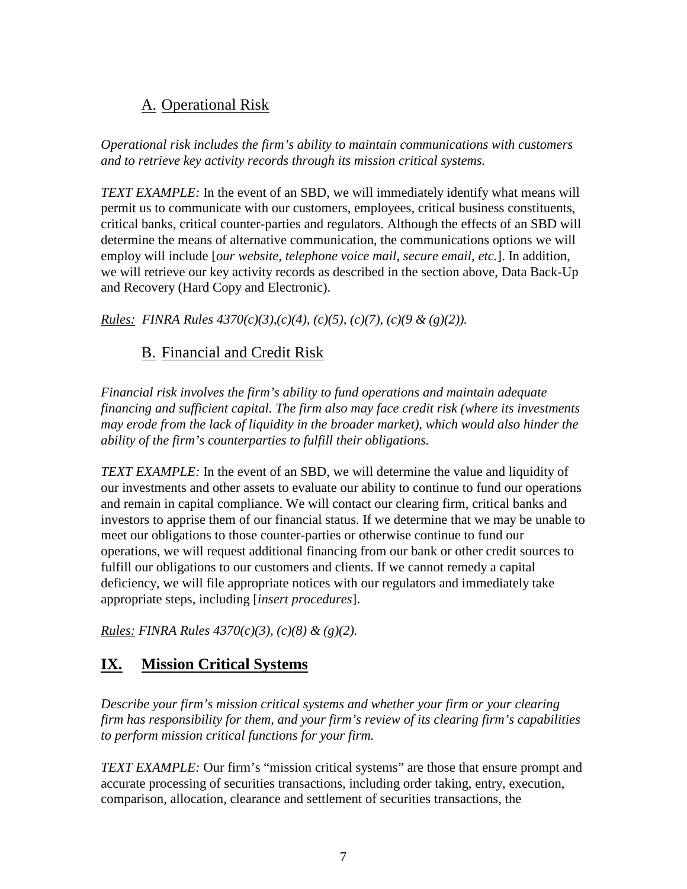### A. Operational Risk

*Operational risk includes the firm's ability to maintain communications with customers and to retrieve key activity records through its mission critical systems.*

*TEXT EXAMPLE:* In the event of an SBD, we will immediately identify what means will permit us to communicate with our customers, employees, critical business constituents, critical banks, critical counter-parties and regulators. Although the effects of an SBD will determine the means of alternative communication, the communications options we will employ will include [*our website, telephone voice mail, secure email, etc.*]. In addition, we will retrieve our key activity records as described in the section above, Data Back-Up and Recovery (Hard Copy and Electronic).

*Rules: FINRA Rules 4370(c)(3),(c)(4), (c)(5), (c)(7), (c)(9 & (g)(2)).*

### B. Financial and Credit Risk

*Financial risk involves the firm's ability to fund operations and maintain adequate financing and sufficient capital. The firm also may face credit risk (where its investments may erode from the lack of liquidity in the broader market), which would also hinder the ability of the firm's counterparties to fulfill their obligations.*

*TEXT EXAMPLE:* In the event of an SBD, we will determine the value and liquidity of our investments and other assets to evaluate our ability to continue to fund our operations and remain in capital compliance. We will contact our clearing firm, critical banks and investors to apprise them of our financial status. If we determine that we may be unable to meet our obligations to those counter-parties or otherwise continue to fund our operations, we will request additional financing from our bank or other credit sources to fulfill our obligations to our customers and clients. If we cannot remedy a capital deficiency, we will file appropriate notices with our regulators and immediately take appropriate steps, including [*insert procedures*].

*Rules: FINRA Rules 4370(c)(3), (c)(8) & (g)(2).*

## IX. Mission Critical Systems

*Describe your firm's mission critical systems and whether your firm or your clearing firm has responsibility for them, and your firm's review of its clearing firm's capabilities to perform mission critical functions for your firm.*

*TEXT EXAMPLE:* Our firm's "mission critical systems" are those that ensure prompt and accurate processing of securities transactions, including order taking, entry, execution, comparison, allocation, clearance and settlement of securities transactions, the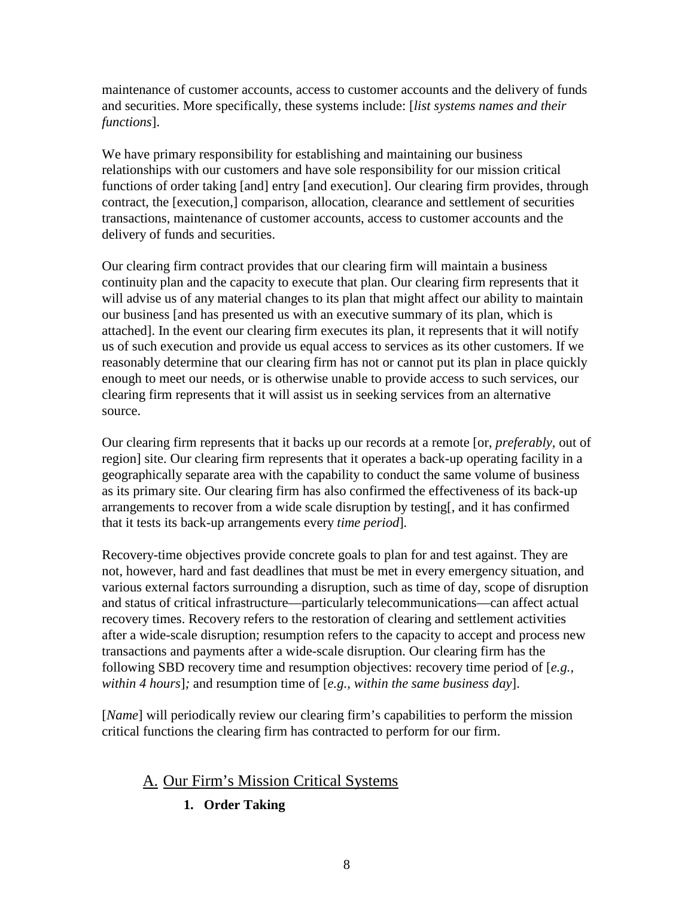maintenance of customer accounts, access to customer accounts and the delivery of funds and securities. More specifically, these systems include: [*list systems names and their functions*].

We have primary responsibility for establishing and maintaining our business relationships with our customers and have sole responsibility for our mission critical functions of order taking [and] entry [and execution]. Our clearing firm provides, through contract, the [execution,] comparison, allocation, clearance and settlement of securities transactions, maintenance of customer accounts, access to customer accounts and the delivery of funds and securities.

Our clearing firm contract provides that our clearing firm will maintain a business continuity plan and the capacity to execute that plan. Our clearing firm represents that it will advise us of any material changes to its plan that might affect our ability to maintain our business [and has presented us with an executive summary of its plan, which is attached]. In the event our clearing firm executes its plan, it represents that it will notify us of such execution and provide us equal access to services as its other customers. If we reasonably determine that our clearing firm has not or cannot put its plan in place quickly enough to meet our needs, or is otherwise unable to provide access to such services, our clearing firm represents that it will assist us in seeking services from an alternative source.

Our clearing firm represents that it backs up our records at a remote [or, *preferably,* out of region] site. Our clearing firm represents that it operates a back-up operating facility in a geographically separate area with the capability to conduct the same volume of business as its primary site. Our clearing firm has also confirmed the effectiveness of its back-up arrangements to recover from a wide scale disruption by testing[, and it has confirmed that it tests its back-up arrangements every *time period*].

Recovery-time objectives provide concrete goals to plan for and test against. They are not, however, hard and fast deadlines that must be met in every emergency situation, and various external factors surrounding a disruption, such as time of day, scope of disruption and status of critical infrastructure—particularly telecommunications—can affect actual recovery times. Recovery refers to the restoration of clearing and settlement activities after a wide-scale disruption; resumption refers to the capacity to accept and process new transactions and payments after a wide-scale disruption. Our clearing firm has the following SBD recovery time and resumption objectives: recovery time period of [*e.g., within 4 hours*]*;* and resumption time of [*e.g., within the same business day*].

[*Name*] will periodically review our clearing firm's capabilities to perform the mission critical functions the clearing firm has contracted to perform for our firm.

## A. Our Firm's Mission Critical Systems

### 1. Order Taking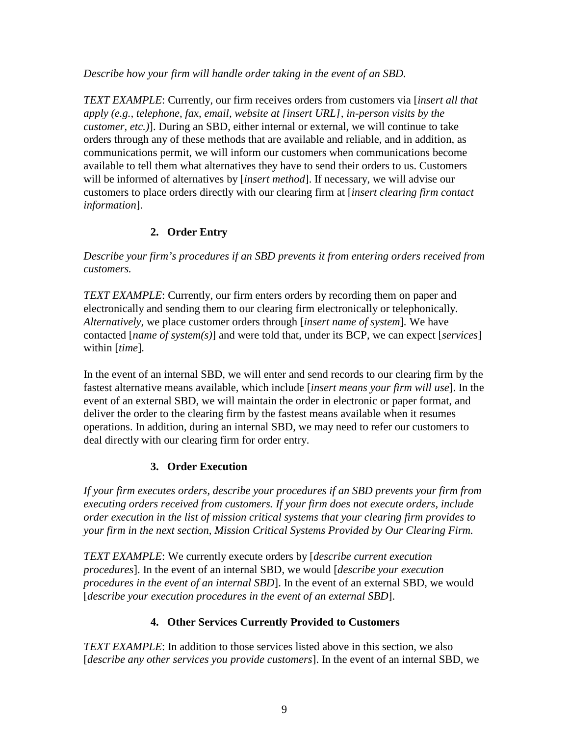*Describe how your firm will handle order taking in the event of an SBD.*

*TEXT EXAMPLE*: Currently, our firm receives orders from customers via [*insert all that apply (e.g., telephone, fax, email, website at [insert URL], in-person visits by the customer, etc.)*]. During an SBD, either internal or external, we will continue to take orders through any of these methods that are available and reliable, and in addition, as communications permit, we will inform our customers when communications become available to tell them what alternatives they have to send their orders to us. Customers will be informed of alternatives by [*insert method*]. If necessary, we will advise our customers to place orders directly with our clearing firm at [*insert clearing firm contact information*].

### 2. Order Entry

*Describe your firm's procedures if an SBD prevents it from entering orders received from customers.*

*TEXT EXAMPLE*: Currently, our firm enters orders by recording them on paper and electronically and sending them to our clearing firm electronically or telephonically. *Alternatively,* we place customer orders through [*insert name of system*]. We have contacted [*name of system(s)*] and were told that, under its BCP, we can expect [*services*] within [*time*].

In the event of an internal SBD, we will enter and send records to our clearing firm by the fastest alternative means available, which include [*insert means your firm will use*]. In the event of an external SBD, we will maintain the order in electronic or paper format, and deliver the order to the clearing firm by the fastest means available when it resumes operations. In addition, during an internal SBD, we may need to refer our customers to deal directly with our clearing firm for order entry.

### 3. Order Execution

*If your firm executes orders, describe your procedures if an SBD prevents your firm from executing orders received from customers. If your firm does not execute orders, include order execution in the list of mission critical systems that your clearing firm provides to your firm in the next section, Mission Critical Systems Provided by Our Clearing Firm.*

*TEXT EXAMPLE*: We currently execute orders by [*describe current execution procedures*]. In the event of an internal SBD, we would [*describe your execution procedures in the event of an internal SBD*]. In the event of an external SBD, we would [*describe your execution procedures in the event of an external SBD*].

### 4. Other Services Currently Provided to Customers

*TEXT EXAMPLE*: In addition to those services listed above in this section, we also [*describe any other services you provide customers*]. In the event of an internal SBD, we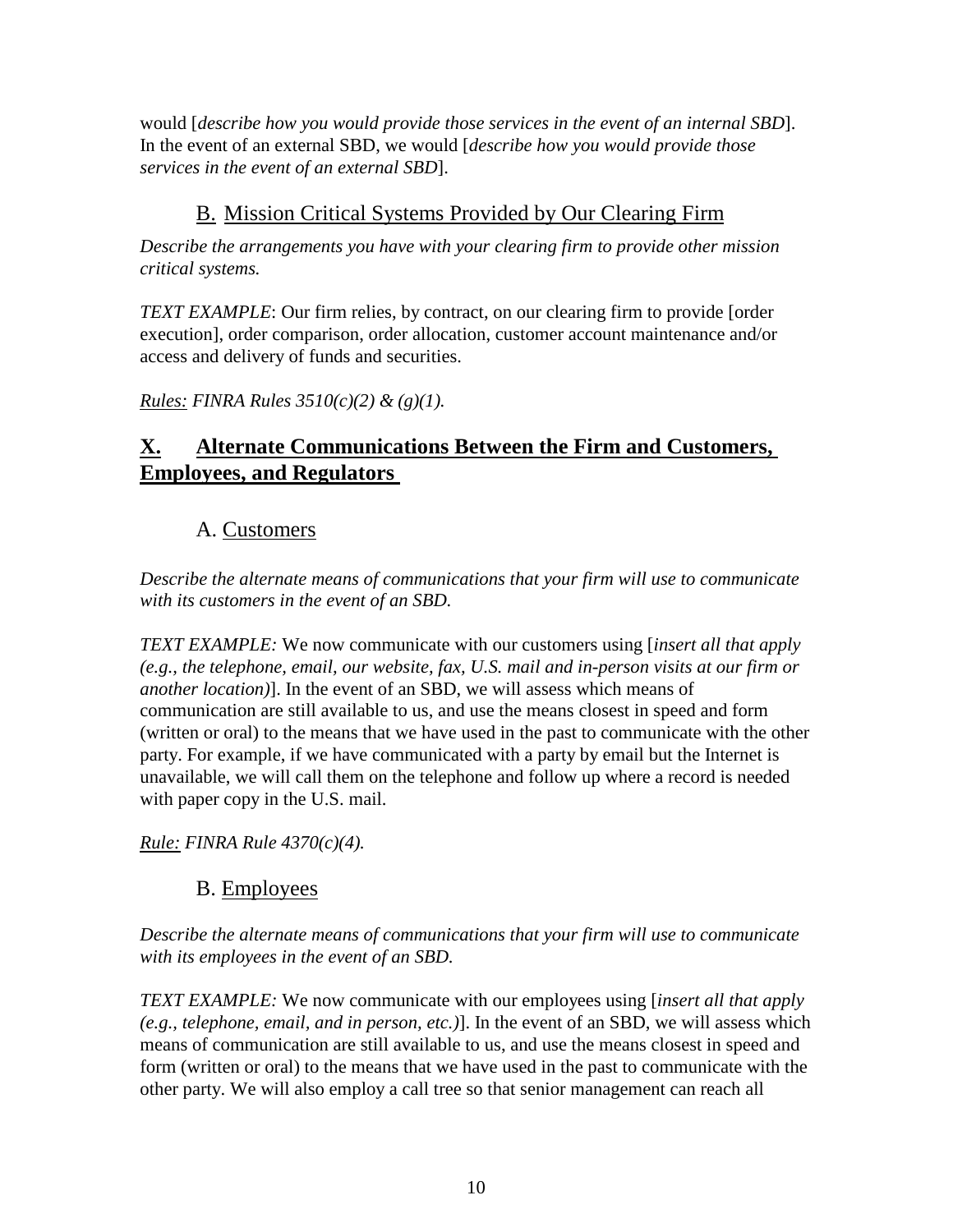would [*describe how you would provide those services in the event of an internal SBD*]. In the event of an external SBD, we would [*describe how you would provide those services in the event of an external SBD*].

### B. Mission Critical Systems Provided by Our Clearing Firm

*Describe the arrangements you have with your clearing firm to provide other mission critical systems.*

*TEXT EXAMPLE*: Our firm relies, by contract, on our clearing firm to provide [order execution], order comparison, order allocation, customer account maintenance and/or access and delivery of funds and securities.

*Rules: FINRA Rules 3510(c)(2) & (g)(1).*

## X. Alternate Communications Between the Firm and Customers, Employees, and Regulators

### A. Customers

*Describe the alternate means of communications that your firm will use to communicate with its customers in the event of an SBD.*

*TEXT EXAMPLE:* We now communicate with our customers using [*insert all that apply (e.g., the telephone, email, our website, fax, U.S. mail and in-person visits at our firm or another location)*]. In the event of an SBD, we will assess which means of communication are still available to us, and use the means closest in speed and form (written or oral) to the means that we have used in the past to communicate with the other party. For example, if we have communicated with a party by email but the Internet is unavailable, we will call them on the telephone and follow up where a record is needed with paper copy in the U.S. mail.

*Rule: FINRA Rule 4370(c)(4).*

### B. Employees

*Describe the alternate means of communications that your firm will use to communicate with its employees in the event of an SBD.*

*TEXT EXAMPLE:* We now communicate with our employees using [*insert all that apply (e.g., telephone, email, and in person, etc.)*]. In the event of an SBD, we will assess which means of communication are still available to us, and use the means closest in speed and form (written or oral) to the means that we have used in the past to communicate with the other party. We will also employ a call tree so that senior management can reach all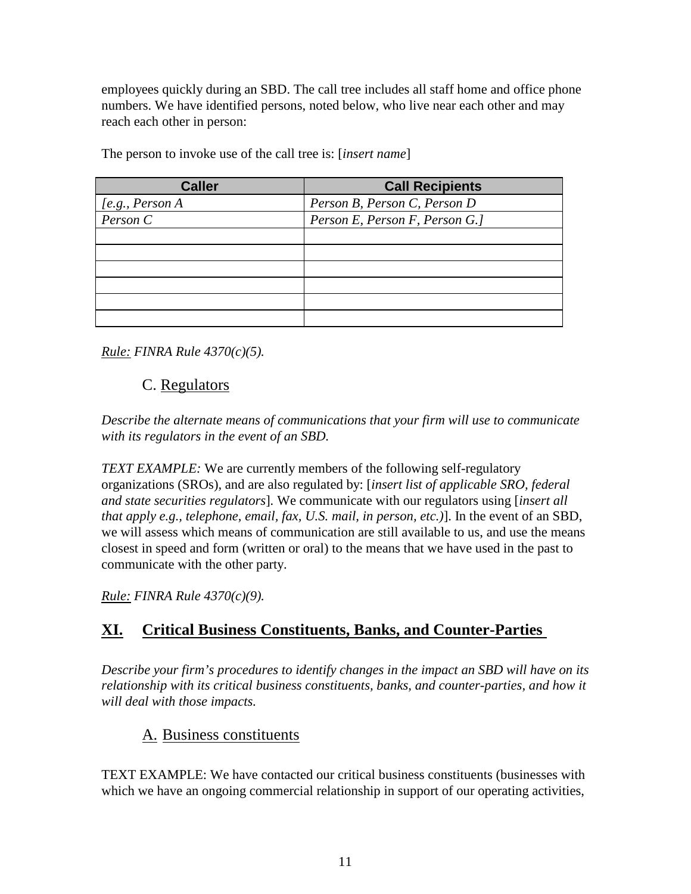employees quickly during an SBD. The call tree includes all staff home and office phone numbers. We have identified persons, noted below, who live near each other and may reach each other in person:

The person to invoke use of the call tree is: [*insert name*]

| Caller | Call Recipients |
|---|---|
| *[e.g., Person A* | *Person B, Person C, Person D* |
| *Person C* | *Person E, Person F, Person G.]* |
| | |
| | |
| | |
| | |
| | |
| | |

*Rule: FINRA Rule 4370(c)(5).*

### C. Regulators

*Describe the alternate means of communications that your firm will use to communicate with its regulators in the event of an SBD.*

*TEXT EXAMPLE:* We are currently members of the following self-regulatory organizations (SROs), and are also regulated by: [*insert list of applicable SRO, federal and state securities regulators*]. We communicate with our regulators using [*insert all that apply e.g., telephone, email, fax, U.S. mail, in person, etc.)*]. In the event of an SBD, we will assess which means of communication are still available to us, and use the means closest in speed and form (written or oral) to the means that we have used in the past to communicate with the other party.

*Rule: FINRA Rule 4370(c)(9).*

## XI. Critical Business Constituents, Banks, and Counter-Parties

*Describe your firm's procedures to identify changes in the impact an SBD will have on its relationship with its critical business constituents, banks, and counter-parties, and how it will deal with those impacts.*

### A. Business constituents

TEXT EXAMPLE: We have contacted our critical business constituents (businesses with which we have an ongoing commercial relationship in support of our operating activities,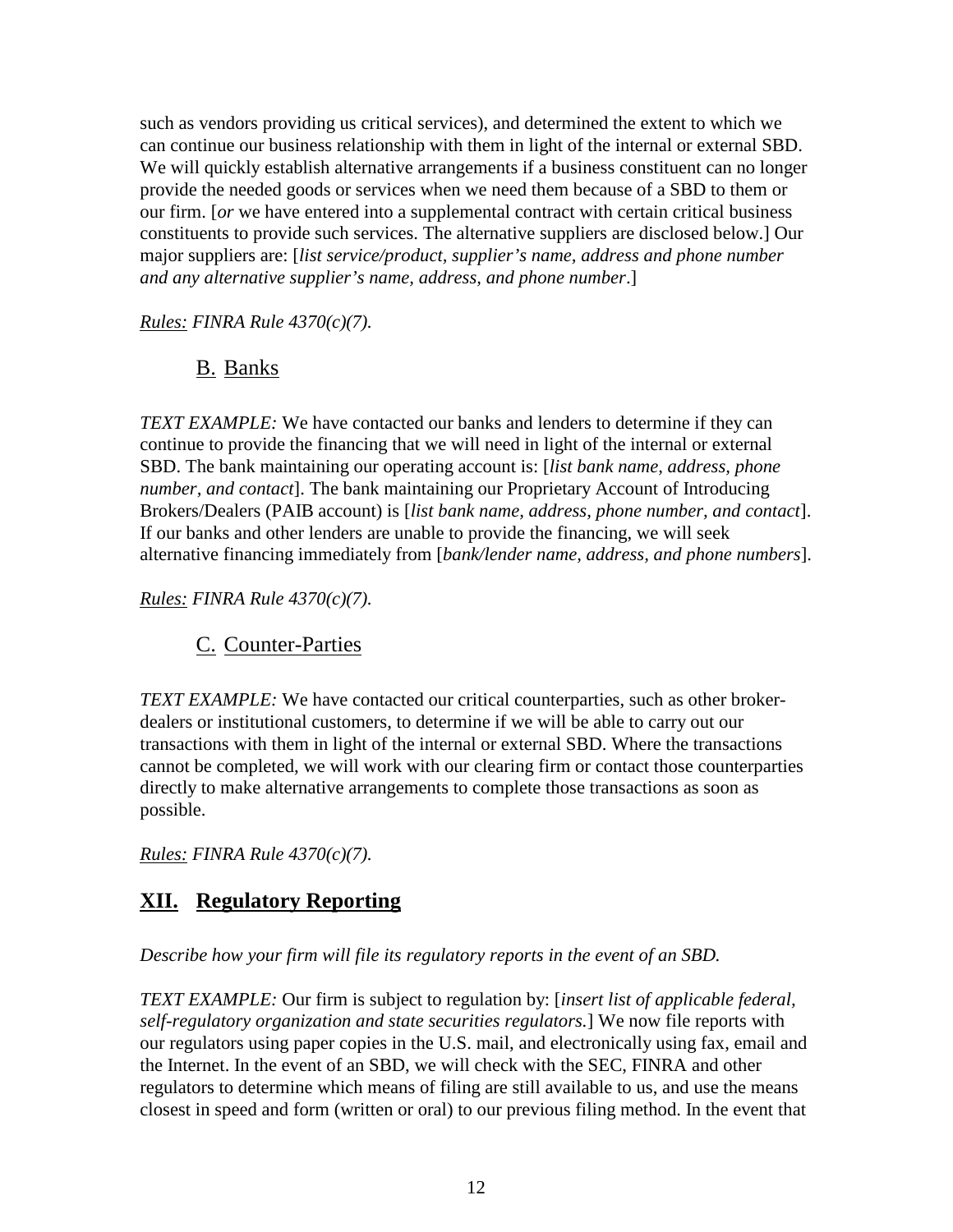such as vendors providing us critical services), and determined the extent to which we can continue our business relationship with them in light of the internal or external SBD. We will quickly establish alternative arrangements if a business constituent can no longer provide the needed goods or services when we need them because of a SBD to them or our firm. [*or* we have entered into a supplemental contract with certain critical business constituents to provide such services. The alternative suppliers are disclosed below.] Our major suppliers are: [*list service/product, supplier's name, address and phone number and any alternative supplier's name, address, and phone number*.]

*Rules: FINRA Rule 4370(c)(7).*

### B. Banks

*TEXT EXAMPLE:* We have contacted our banks and lenders to determine if they can continue to provide the financing that we will need in light of the internal or external SBD. The bank maintaining our operating account is: [*list bank name, address, phone number, and contact*]. The bank maintaining our Proprietary Account of Introducing Brokers/Dealers (PAIB account) is [*list bank name, address, phone number, and contact*]. If our banks and other lenders are unable to provide the financing, we will seek alternative financing immediately from [*bank/lender name, address, and phone numbers*].

*Rules: FINRA Rule 4370(c)(7).*

### C. Counter-Parties

*TEXT EXAMPLE:* We have contacted our critical counterparties, such as other broker-dealers or institutional customers, to determine if we will be able to carry out our transactions with them in light of the internal or external SBD. Where the transactions cannot be completed, we will work with our clearing firm or contact those counterparties directly to make alternative arrangements to complete those transactions as soon as possible.

*Rules: FINRA Rule 4370(c)(7).*

## XII. Regulatory Reporting

*Describe how your firm will file its regulatory reports in the event of an SBD.*

*TEXT EXAMPLE:* Our firm is subject to regulation by: [*insert list of applicable federal, self-regulatory organization and state securities regulators.*] We now file reports with our regulators using paper copies in the U.S. mail, and electronically using fax, email and the Internet. In the event of an SBD, we will check with the SEC, FINRA and other regulators to determine which means of filing are still available to us, and use the means closest in speed and form (written or oral) to our previous filing method. In the event that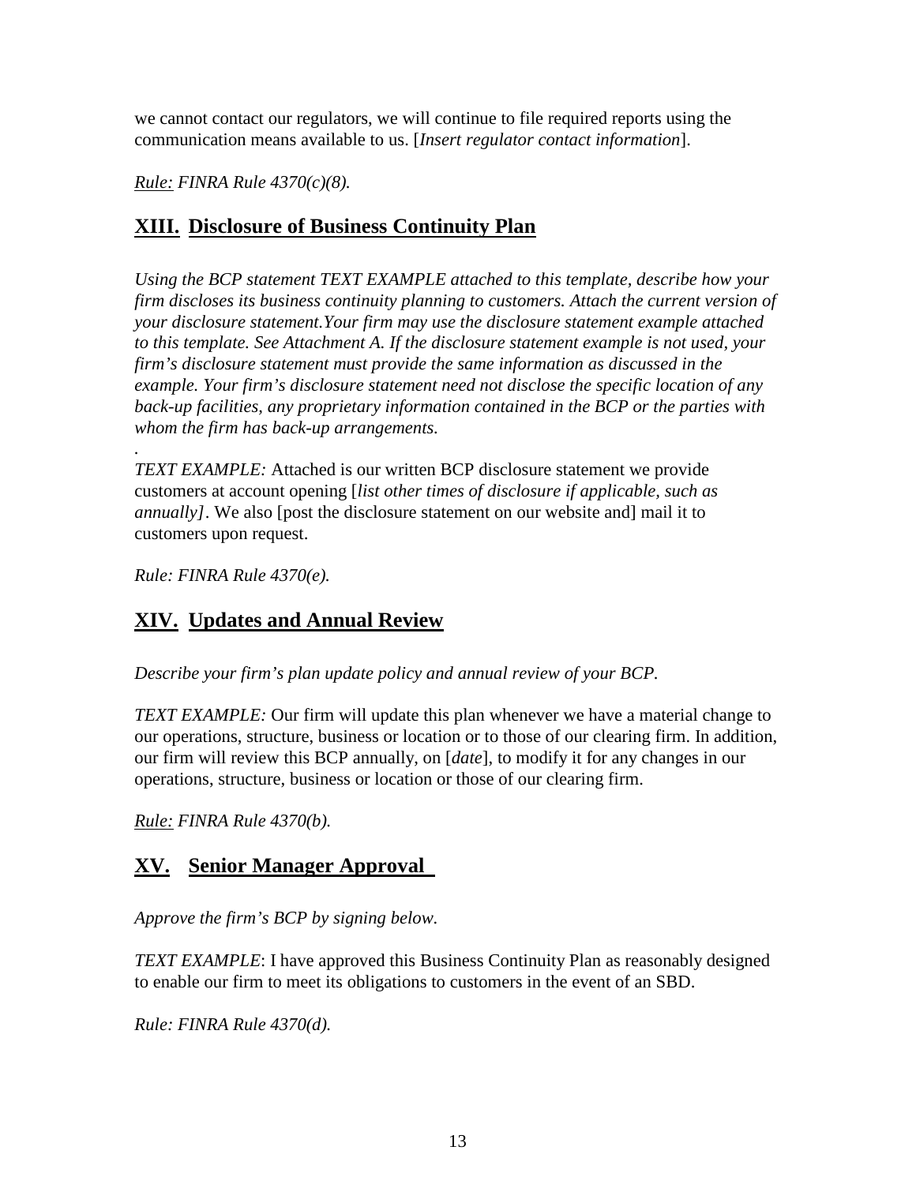we cannot contact our regulators, we will continue to file required reports using the communication means available to us. [*Insert regulator contact information*].

*Rule: FINRA Rule 4370(c)(8).*

## XIII. Disclosure of Business Continuity Plan

*Using the BCP statement TEXT EXAMPLE attached to this template, describe how your firm discloses its business continuity planning to customers. Attach the current version of your disclosure statement.Your firm may use the disclosure statement example attached to this template. See Attachment A. If the disclosure statement example is not used, your firm's disclosure statement must provide the same information as discussed in the example. Your firm's disclosure statement need not disclose the specific location of any back-up facilities, any proprietary information contained in the BCP or the parties with whom the firm has back-up arrangements.*

.

*TEXT EXAMPLE:* Attached is our written BCP disclosure statement we provide customers at account opening [*list other times of disclosure if applicable, such as annually]*. We also [post the disclosure statement on our website and] mail it to customers upon request.

*Rule: FINRA Rule 4370(e).*

## XIV. Updates and Annual Review

*Describe your firm's plan update policy and annual review of your BCP.*

*TEXT EXAMPLE:* Our firm will update this plan whenever we have a material change to our operations, structure, business or location or to those of our clearing firm. In addition, our firm will review this BCP annually, on [*date*], to modify it for any changes in our operations, structure, business or location or those of our clearing firm.

*Rule: FINRA Rule 4370(b).*

## XV. Senior Manager Approval

*Approve the firm's BCP by signing below.*

*TEXT EXAMPLE*: I have approved this Business Continuity Plan as reasonably designed to enable our firm to meet its obligations to customers in the event of an SBD.

*Rule: FINRA Rule 4370(d).*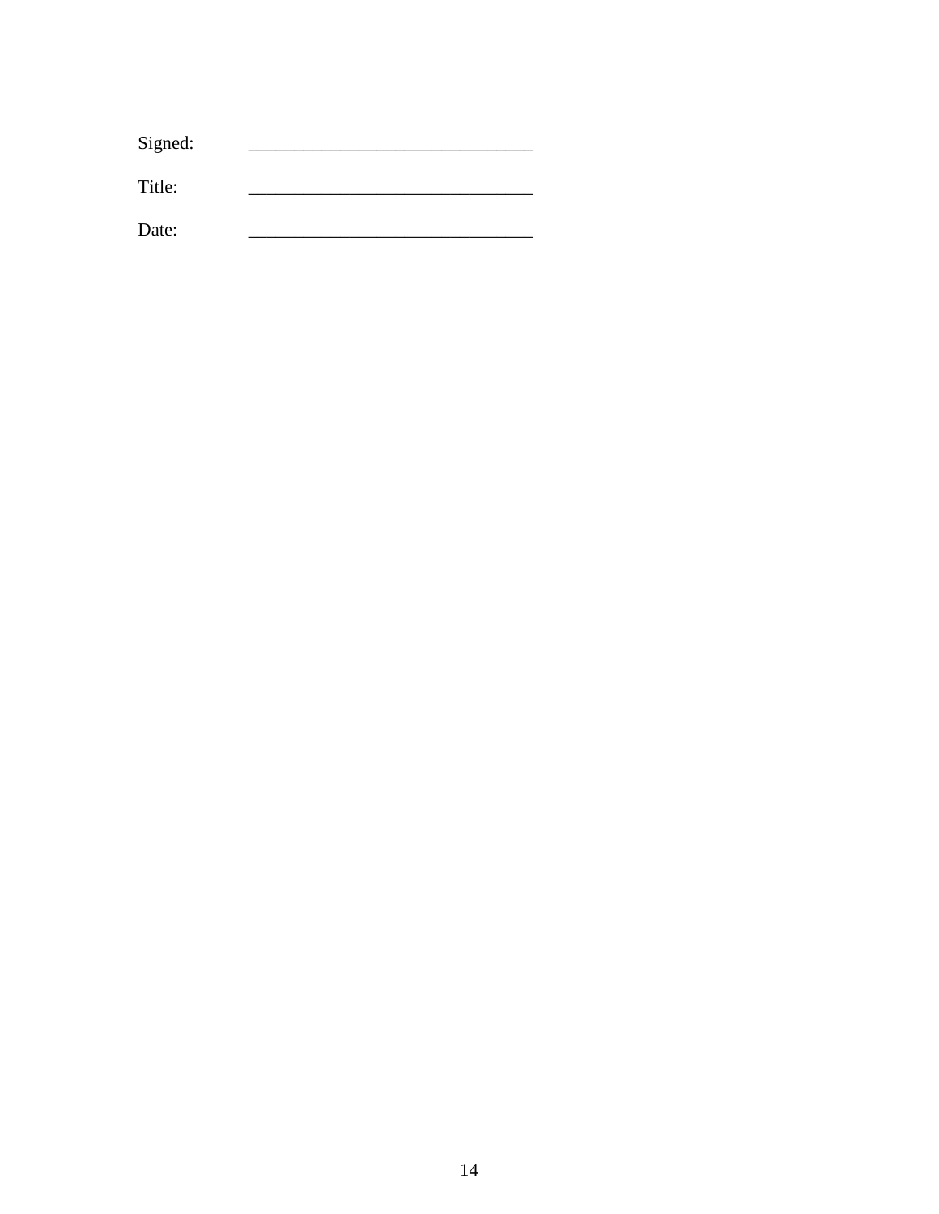Signed: _______________________________

Title: _______________________________

Date: _______________________________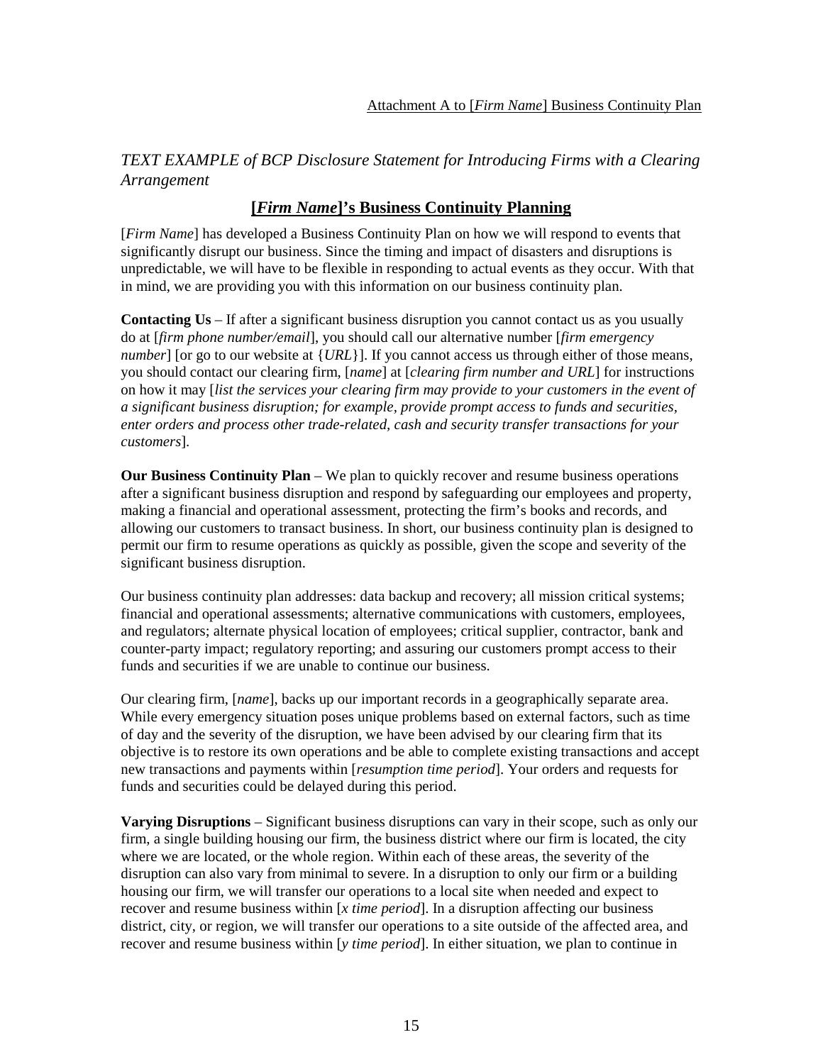Attachment A to [*Firm Name*] Business Continuity Plan

*TEXT EXAMPLE of BCP Disclosure Statement for Introducing Firms with a Clearing Arrangement*

## [*Firm Name*]'s Business Continuity Planning

[*Firm Name*] has developed a Business Continuity Plan on how we will respond to events that significantly disrupt our business. Since the timing and impact of disasters and disruptions is unpredictable, we will have to be flexible in responding to actual events as they occur. With that in mind, we are providing you with this information on our business continuity plan.

**Contacting Us** – If after a significant business disruption you cannot contact us as you usually do at [*firm phone number/email*], you should call our alternative number [*firm emergency number*] [or go to our website at {*URL*}]. If you cannot access us through either of those means, you should contact our clearing firm, [*name*] at [*clearing firm number and URL*] for instructions on how it may [*list the services your clearing firm may provide to your customers in the event of a significant business disruption; for example, provide prompt access to funds and securities, enter orders and process other trade-related, cash and security transfer transactions for your customers*].

**Our Business Continuity Plan** – We plan to quickly recover and resume business operations after a significant business disruption and respond by safeguarding our employees and property, making a financial and operational assessment, protecting the firm's books and records, and allowing our customers to transact business. In short, our business continuity plan is designed to permit our firm to resume operations as quickly as possible, given the scope and severity of the significant business disruption.

Our business continuity plan addresses: data backup and recovery; all mission critical systems; financial and operational assessments; alternative communications with customers, employees, and regulators; alternate physical location of employees; critical supplier, contractor, bank and counter-party impact; regulatory reporting; and assuring our customers prompt access to their funds and securities if we are unable to continue our business.

Our clearing firm, [*name*], backs up our important records in a geographically separate area. While every emergency situation poses unique problems based on external factors, such as time of day and the severity of the disruption, we have been advised by our clearing firm that its objective is to restore its own operations and be able to complete existing transactions and accept new transactions and payments within [*resumption time period*]. Your orders and requests for funds and securities could be delayed during this period.

**Varying Disruptions** – Significant business disruptions can vary in their scope, such as only our firm, a single building housing our firm, the business district where our firm is located, the city where we are located, or the whole region. Within each of these areas, the severity of the disruption can also vary from minimal to severe. In a disruption to only our firm or a building housing our firm, we will transfer our operations to a local site when needed and expect to recover and resume business within [*x time period*]. In a disruption affecting our business district, city, or region, we will transfer our operations to a site outside of the affected area, and recover and resume business within [*y time period*]. In either situation, we plan to continue in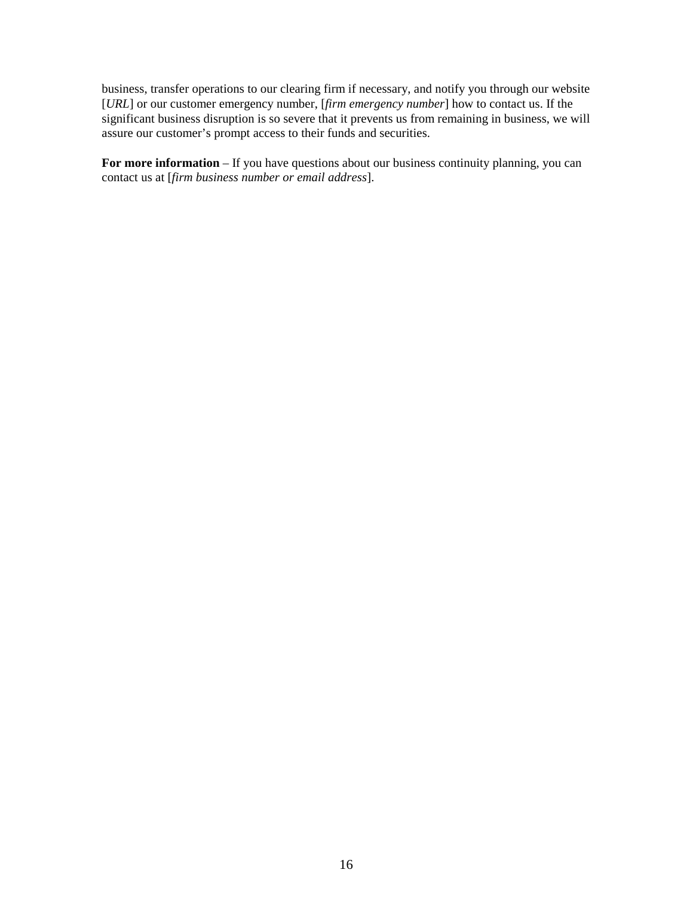business, transfer operations to our clearing firm if necessary, and notify you through our website [*URL*] or our customer emergency number, [*firm emergency number*] how to contact us. If the significant business disruption is so severe that it prevents us from remaining in business, we will assure our customer's prompt access to their funds and securities.

**For more information** – If you have questions about our business continuity planning, you can contact us at [*firm business number or email address*].